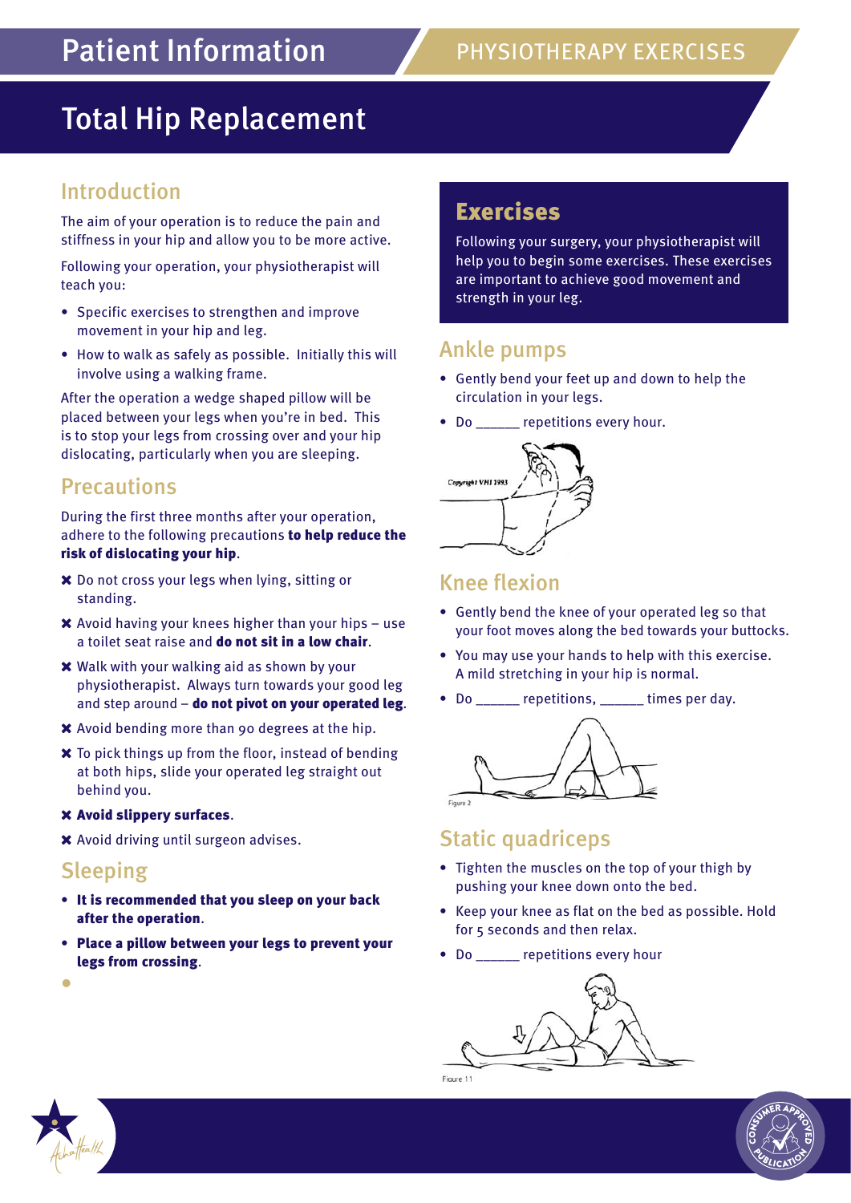# Patient Information

PHYSIOTHERAPY EXERCISES

# Total Hip Replacement

## Introduction

The aim of your operation is to reduce the pain and stiffness in your hip and allow you to be more active.

Following your operation, your physiotherapist will teach you:

- Specific exercises to strengthen and improve movement in your hip and leg.
- How to walk as safely as possible. Initially this will involve using a walking frame.

After the operation a wedge shaped pillow will be placed between your legs when you're in bed. This is to stop your legs from crossing over and your hip dislocating, particularly when you are sleeping.

## Precautions

During the first three months after your operation, adhere to the following precautions **to help reduce the risk of dislocating your hip**.

- ✖ Do not cross your legs when lying, sitting or standing.
- ✖ Avoid having your knees higher than your hips – use a toilet seat raise and **do not sit in a low chair**.
- ✖ Walk with your walking aid as shown by your physiotherapist. Always turn towards your good leg and step around – **do not pivot on your operated leg**.
- ✖ Avoid bending more than 90 degrees at the hip.
- ✖ To pick things up from the floor, instead of bending at both hips, slide your operated leg straight out behind you.
- ✖ **Avoid slippery surfaces**.
- ✖ Avoid driving until surgeon advises.

## Sleeping

- **It is recommended that you sleep on your back after the operation**.
- **Place a pillow between your legs to prevent your legs from crossing**.
-

## Exercises

Following your surgery, your physiotherapist will help you to begin some exercises. These exercises are important to achieve good movement and strength in your leg.

## Ankle pumps

- Gently bend your feet up and down to help the circulation in your legs.
- Do ______ repetitions every hour.

Copyright VHI 1993

## Knee flexion

- Gently bend the knee of your operated leg so that your foot moves along the bed towards your buttocks.
- You may use your hands to help with this exercise. A mild stretching in your hip is normal.
- Do ______ repetitions, ______ times per day.

Figure 2

## Static quadriceps

- Tighten the muscles on the top of your thigh by pushing your knee down onto the bed.
- Keep your knee as flat on the bed as possible. Hold for 5 seconds and then relax.
- Do ______ repetitions every hour

Figure 11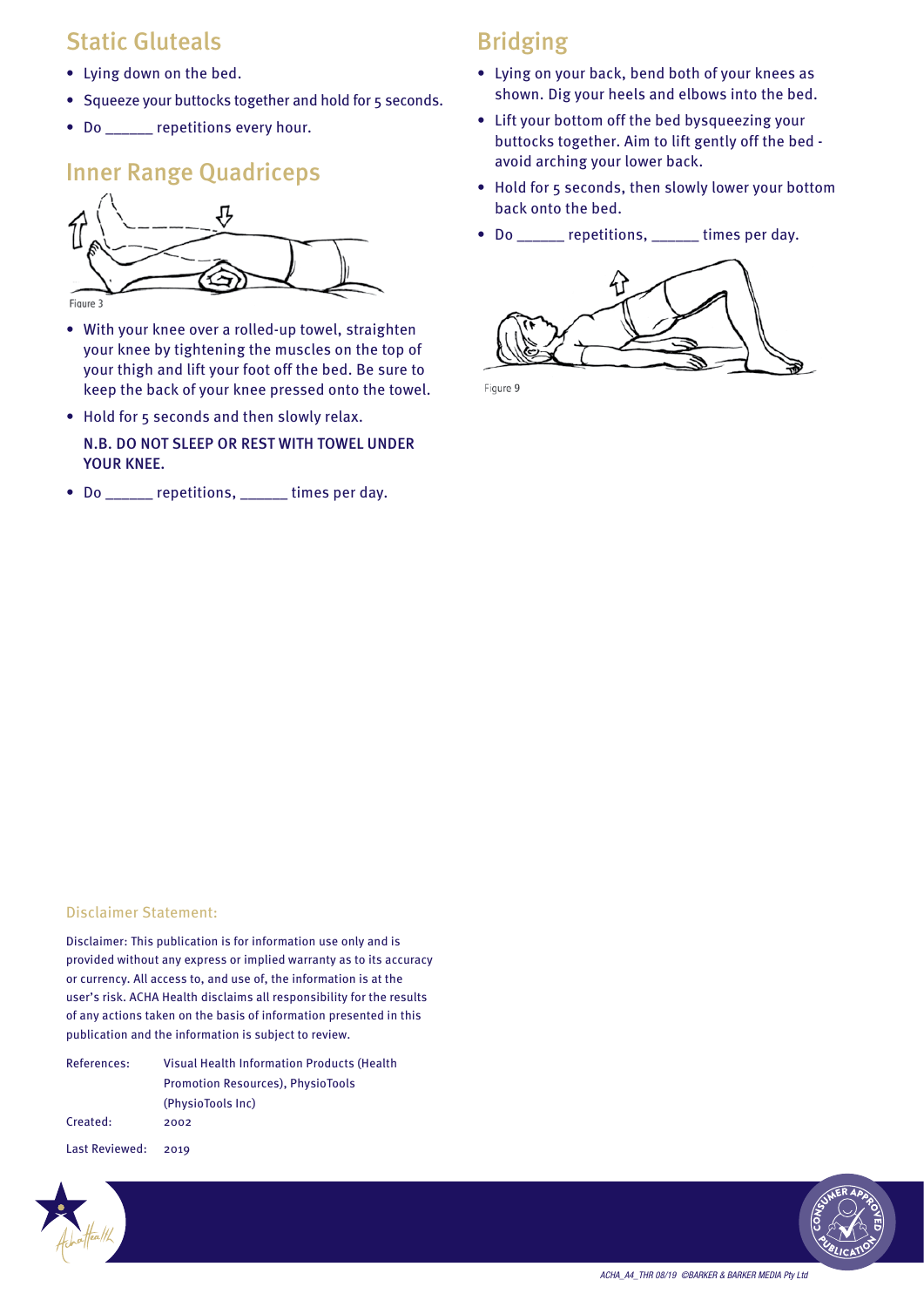## Static Gluteals

- Lying down on the bed.
- Squeeze your buttocks together and hold for 5 seconds.
- Do ______ repetitions every hour.

## Inner Range Quadriceps

Figure 3

- With your knee over a rolled-up towel, straighten your knee by tightening the muscles on the top of your thigh and lift your foot off the bed. Be sure to keep the back of your knee pressed onto the towel.
- Hold for 5 seconds and then slowly relax.

  **N.B. DO NOT SLEEP OR REST WITH TOWEL UNDER YOUR KNEE.**

- Do ______ repetitions, ______ times per day.

## Bridging

- Lying on your back, bend both of your knees as shown. Dig your heels and elbows into the bed.
- Lift your bottom off the bed bysqueezing your buttocks together. Aim to lift gently off the bed - avoid arching your lower back.
- Hold for 5 seconds, then slowly lower your bottom back onto the bed.
- Do ______ repetitions, ______ times per day.

Figure 9

### Disclaimer Statement:

Disclaimer: This publication is for information use only and is provided without any express or implied warranty as to its accuracy or currency. All access to, and use of, the information is at the user's risk. ACHA Health disclaims all responsibility for the results of any actions taken on the basis of information presented in this publication and the information is subject to review.

| | |
|---|---|
| References: | Visual Health Information Products (Health Promotion Resources), PhysioTools (PhysioTools Inc) |
| Created: | 2002 |
| Last Reviewed: | 2019 |

ACHA_A4_THR 08/19 ©BARKER & BARKER MEDIA Pty Ltd